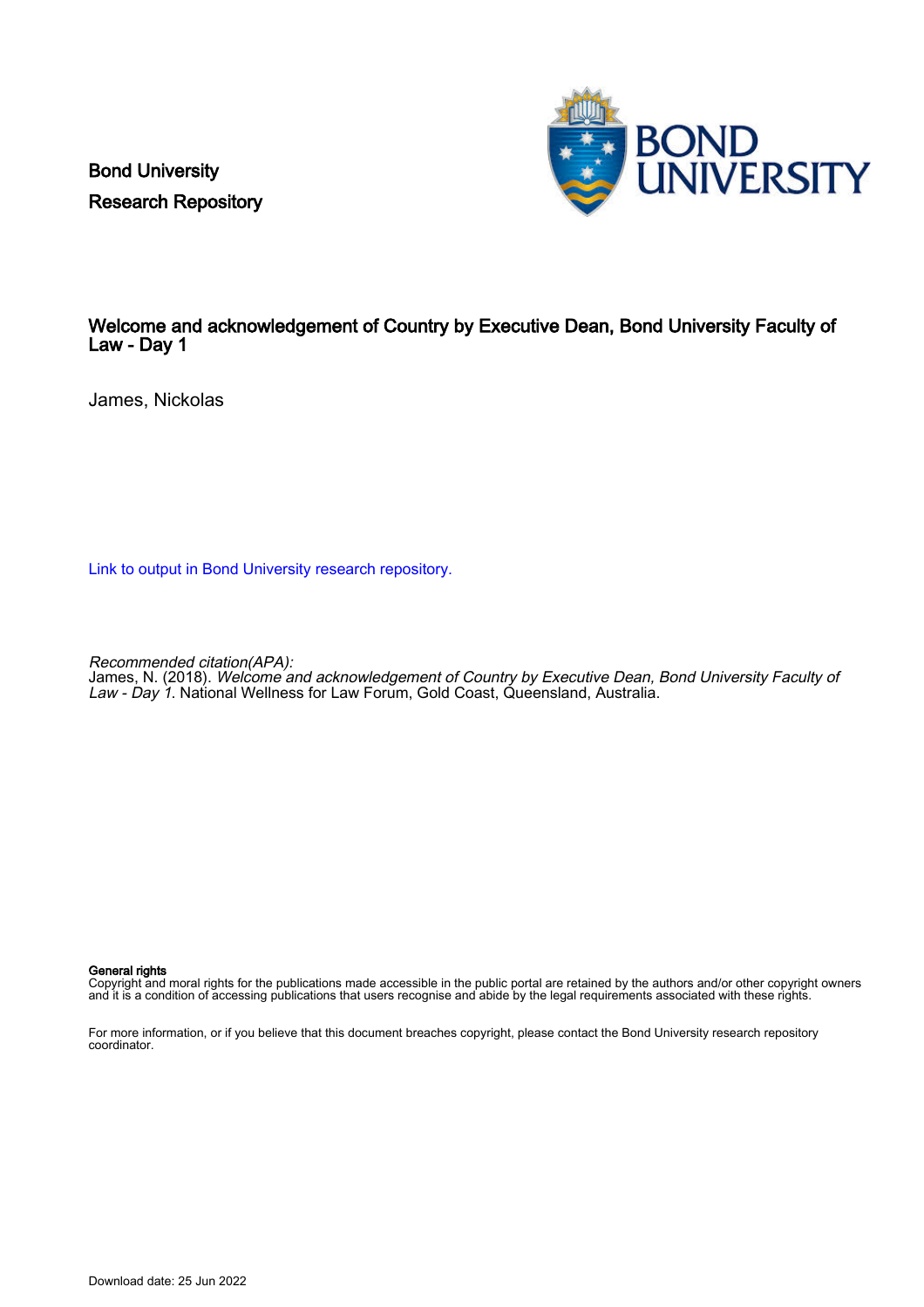Bond University
Research Repository

# Welcome and acknowledgement of Country by Executive Dean, Bond University Faculty of Law - Day 1

James, Nickolas

Link to output in Bond University research repository.

*Recommended citation(APA):*
James, N. (2018). *Welcome and acknowledgement of Country by Executive Dean, Bond University Faculty of Law - Day 1*. National Wellness for Law Forum, Gold Coast, Queensland, Australia.

**General rights**
Copyright and moral rights for the publications made accessible in the public portal are retained by the authors and/or other copyright owners and it is a condition of accessing publications that users recognise and abide by the legal requirements associated with these rights.

For more information, or if you believe that this document breaches copyright, please contact the Bond University research repository coordinator.

Download date: 25 Jun 2022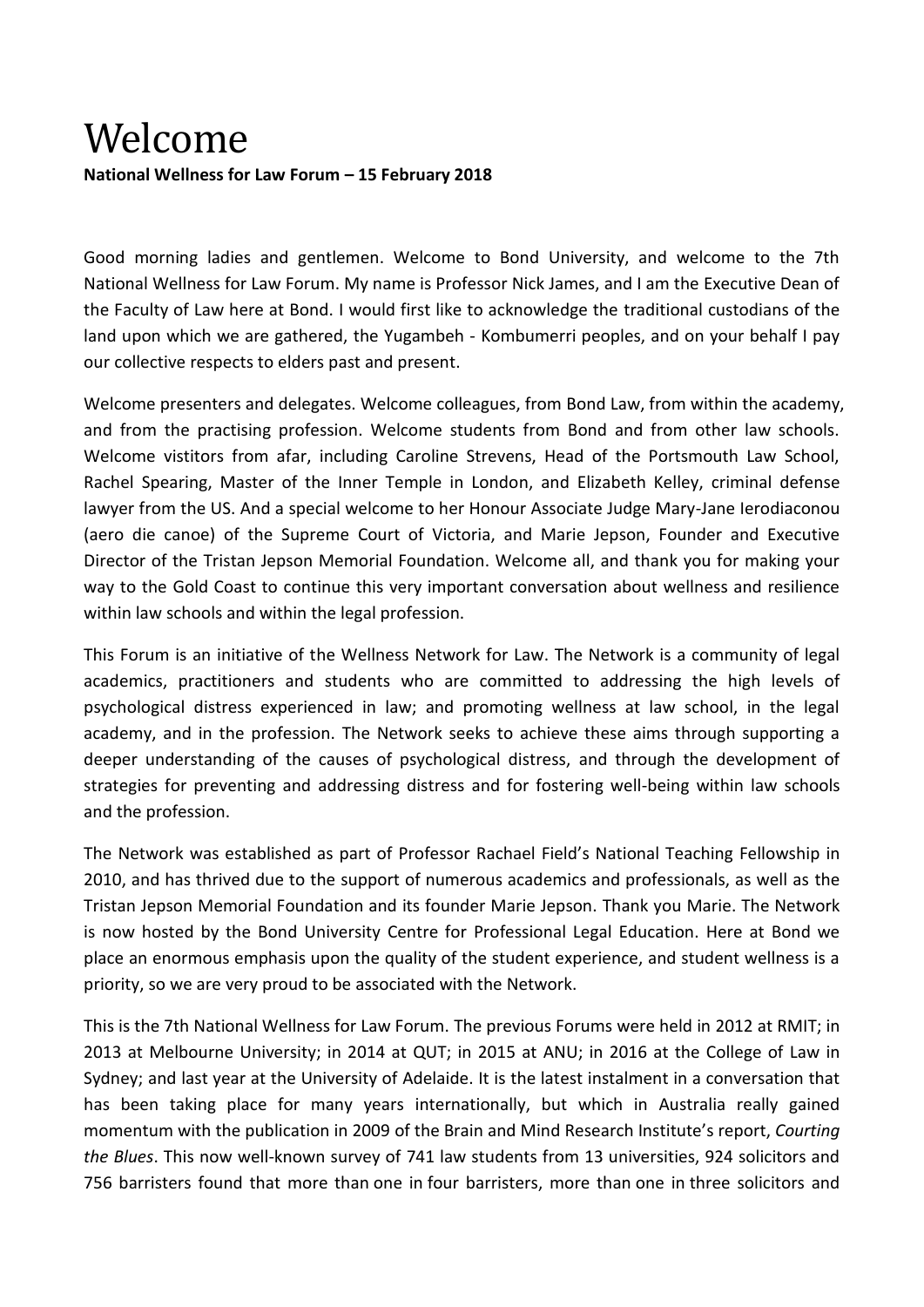# Welcome

**National Wellness for Law Forum – 15 February 2018**

Good morning ladies and gentlemen. Welcome to Bond University, and welcome to the 7th National Wellness for Law Forum. My name is Professor Nick James, and I am the Executive Dean of the Faculty of Law here at Bond. I would first like to acknowledge the traditional custodians of the land upon which we are gathered, the Yugambeh - Kombumerri peoples, and on your behalf I pay our collective respects to elders past and present.

Welcome presenters and delegates. Welcome colleagues, from Bond Law, from within the academy, and from the practising profession. Welcome students from Bond and from other law schools. Welcome vistitors from afar, including Caroline Strevens, Head of the Portsmouth Law School, Rachel Spearing, Master of the Inner Temple in London, and Elizabeth Kelley, criminal defense lawyer from the US. And a special welcome to her Honour Associate Judge Mary-Jane Ierodiaconou (aero die canoe) of the Supreme Court of Victoria, and Marie Jepson, Founder and Executive Director of the Tristan Jepson Memorial Foundation. Welcome all, and thank you for making your way to the Gold Coast to continue this very important conversation about wellness and resilience within law schools and within the legal profession.

This Forum is an initiative of the Wellness Network for Law. The Network is a community of legal academics, practitioners and students who are committed to addressing the high levels of psychological distress experienced in law; and promoting wellness at law school, in the legal academy, and in the profession. The Network seeks to achieve these aims through supporting a deeper understanding of the causes of psychological distress, and through the development of strategies for preventing and addressing distress and for fostering well-being within law schools and the profession.

The Network was established as part of Professor Rachael Field's National Teaching Fellowship in 2010, and has thrived due to the support of numerous academics and professionals, as well as the Tristan Jepson Memorial Foundation and its founder Marie Jepson. Thank you Marie. The Network is now hosted by the Bond University Centre for Professional Legal Education. Here at Bond we place an enormous emphasis upon the quality of the student experience, and student wellness is a priority, so we are very proud to be associated with the Network.

This is the 7th National Wellness for Law Forum. The previous Forums were held in 2012 at RMIT; in 2013 at Melbourne University; in 2014 at QUT; in 2015 at ANU; in 2016 at the College of Law in Sydney; and last year at the University of Adelaide. It is the latest instalment in a conversation that has been taking place for many years internationally, but which in Australia really gained momentum with the publication in 2009 of the Brain and Mind Research Institute's report, *Courting the Blues*. This now well-known survey of 741 law students from 13 universities, 924 solicitors and 756 barristers found that more than one in four barristers, more than one in three solicitors and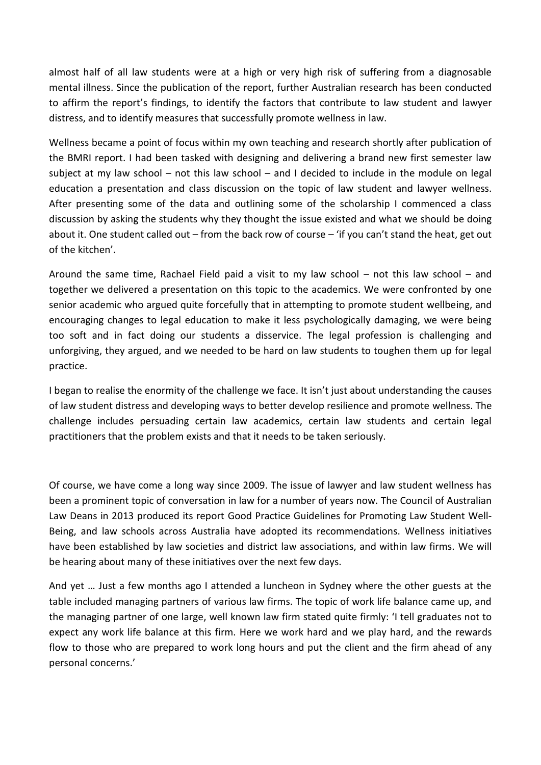almost half of all law students were at a high or very high risk of suffering from a diagnosable mental illness. Since the publication of the report, further Australian research has been conducted to affirm the report's findings, to identify the factors that contribute to law student and lawyer distress, and to identify measures that successfully promote wellness in law.

Wellness became a point of focus within my own teaching and research shortly after publication of the BMRI report. I had been tasked with designing and delivering a brand new first semester law subject at my law school – not this law school – and I decided to include in the module on legal education a presentation and class discussion on the topic of law student and lawyer wellness. After presenting some of the data and outlining some of the scholarship I commenced a class discussion by asking the students why they thought the issue existed and what we should be doing about it. One student called out – from the back row of course – 'if you can't stand the heat, get out of the kitchen'.

Around the same time, Rachael Field paid a visit to my law school – not this law school – and together we delivered a presentation on this topic to the academics. We were confronted by one senior academic who argued quite forcefully that in attempting to promote student wellbeing, and encouraging changes to legal education to make it less psychologically damaging, we were being too soft and in fact doing our students a disservice. The legal profession is challenging and unforgiving, they argued, and we needed to be hard on law students to toughen them up for legal practice.

I began to realise the enormity of the challenge we face. It isn't just about understanding the causes of law student distress and developing ways to better develop resilience and promote wellness. The challenge includes persuading certain law academics, certain law students and certain legal practitioners that the problem exists and that it needs to be taken seriously.

Of course, we have come a long way since 2009. The issue of lawyer and law student wellness has been a prominent topic of conversation in law for a number of years now. The Council of Australian Law Deans in 2013 produced its report Good Practice Guidelines for Promoting Law Student Well-Being, and law schools across Australia have adopted its recommendations. Wellness initiatives have been established by law societies and district law associations, and within law firms. We will be hearing about many of these initiatives over the next few days.

And yet … Just a few months ago I attended a luncheon in Sydney where the other guests at the table included managing partners of various law firms. The topic of work life balance came up, and the managing partner of one large, well known law firm stated quite firmly: 'I tell graduates not to expect any work life balance at this firm. Here we work hard and we play hard, and the rewards flow to those who are prepared to work long hours and put the client and the firm ahead of any personal concerns.'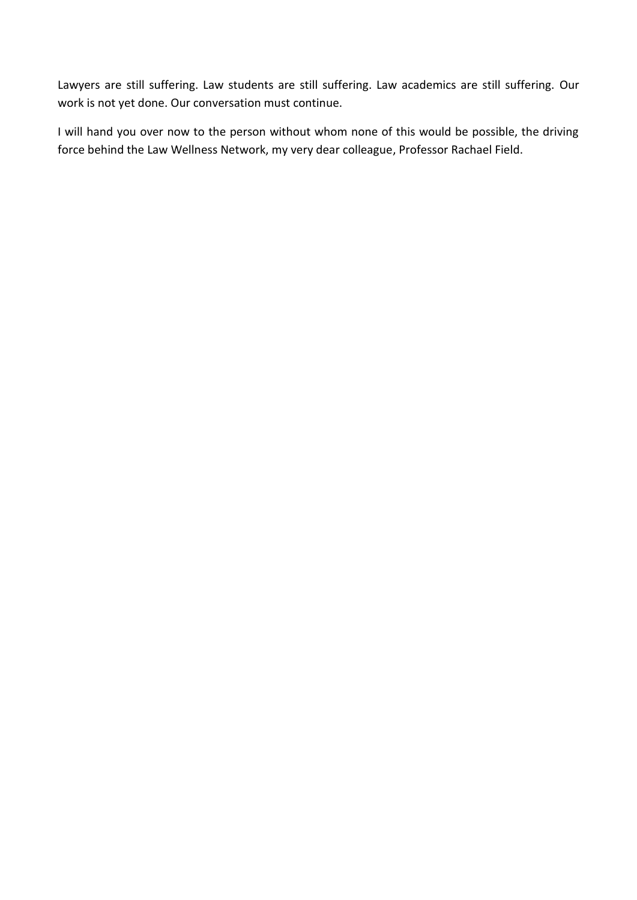Lawyers are still suffering. Law students are still suffering. Law academics are still suffering. Our work is not yet done. Our conversation must continue.

I will hand you over now to the person without whom none of this would be possible, the driving force behind the Law Wellness Network, my very dear colleague, Professor Rachael Field.